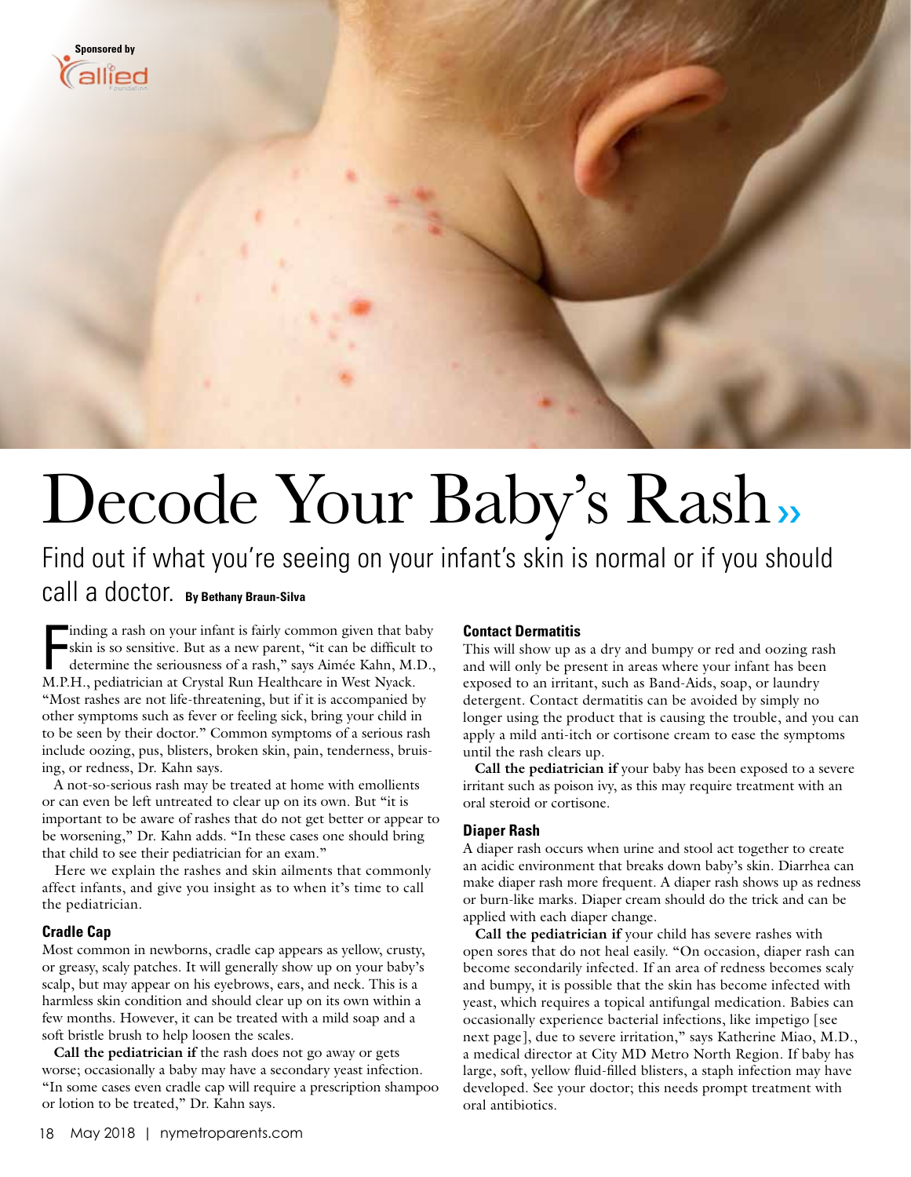Sponsored by allied Foundation

# Decode Your Baby's Rash»

## Find out if what you're seeing on your infant's skin is normal or if you should call a doctor.

**By Bethany Braun-Silva**

Finding a rash on your infant is fairly common given that baby skin is so sensitive. But as a new parent, "it can be difficult to determine the seriousness of a rash," says Aimée Kahn, M.D., M.P.H., pediatrician at Crystal Run Healthcare in West Nyack. "Most rashes are not life-threatening, but if it is accompanied by other symptoms such as fever or feeling sick, bring your child in to be seen by their doctor." Common symptoms of a serious rash include oozing, pus, blisters, broken skin, pain, tenderness, bruising, or redness, Dr. Kahn says.

A not-so-serious rash may be treated at home with emollients or can even be left untreated to clear up on its own. But "it is important to be aware of rashes that do not get better or appear to be worsening," Dr. Kahn adds. "In these cases one should bring that child to see their pediatrician for an exam."

Here we explain the rashes and skin ailments that commonly affect infants, and give you insight as to when it's time to call the pediatrician.

### Cradle Cap

Most common in newborns, cradle cap appears as yellow, crusty, or greasy, scaly patches. It will generally show up on your baby's scalp, but may appear on his eyebrows, ears, and neck. This is a harmless skin condition and should clear up on its own within a few months. However, it can be treated with a mild soap and a soft bristle brush to help loosen the scales.

**Call the pediatrician if** the rash does not go away or gets worse; occasionally a baby may have a secondary yeast infection. "In some cases even cradle cap will require a prescription shampoo or lotion to be treated," Dr. Kahn says.

### Contact Dermatitis

This will show up as a dry and bumpy or red and oozing rash and will only be present in areas where your infant has been exposed to an irritant, such as Band-Aids, soap, or laundry detergent. Contact dermatitis can be avoided by simply no longer using the product that is causing the trouble, and you can apply a mild anti-itch or cortisone cream to ease the symptoms until the rash clears up.

**Call the pediatrician if** your baby has been exposed to a severe irritant such as poison ivy, as this may require treatment with an oral steroid or cortisone.

### Diaper Rash

A diaper rash occurs when urine and stool act together to create an acidic environment that breaks down baby's skin. Diarrhea can make diaper rash more frequent. A diaper rash shows up as redness or burn-like marks. Diaper cream should do the trick and can be applied with each diaper change.

**Call the pediatrician if** your child has severe rashes with open sores that do not heal easily. "On occasion, diaper rash can become secondarily infected. If an area of redness becomes scaly and bumpy, it is possible that the skin has become infected with yeast, which requires a topical antifungal medication. Babies can occasionally experience bacterial infections, like impetigo [see next page], due to severe irritation," says Katherine Miao, M.D., a medical director at City MD Metro North Region. If baby has large, soft, yellow fluid-filled blisters, a staph infection may have developed. See your doctor; this needs prompt treatment with oral antibiotics.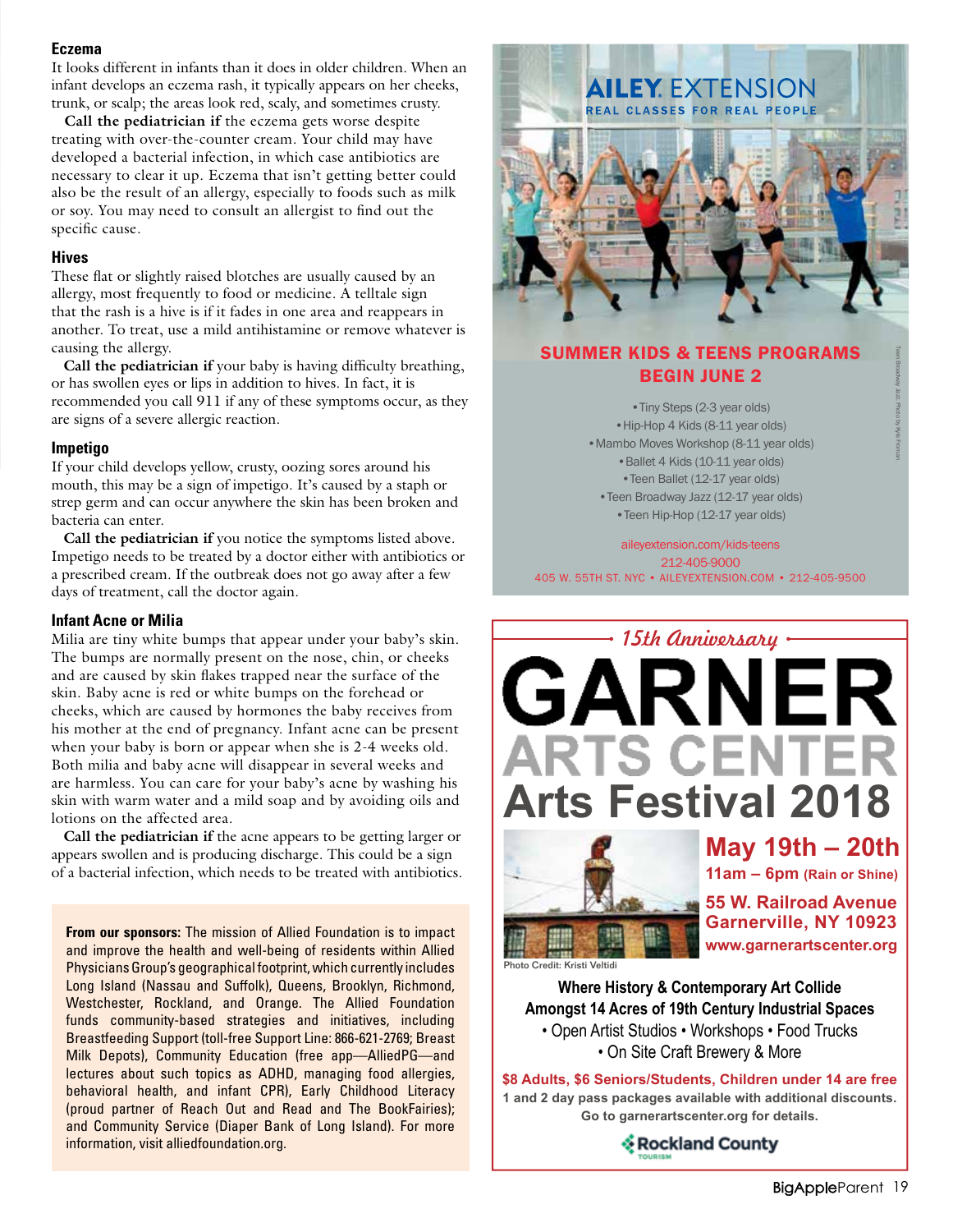### Eczema

It looks different in infants than it does in older children. When an infant develops an eczema rash, it typically appears on her cheeks, trunk, or scalp; the areas look red, scaly, and sometimes crusty.

**Call the pediatrician if** the eczema gets worse despite treating with over-the-counter cream. Your child may have developed a bacterial infection, in which case antibiotics are necessary to clear it up. Eczema that isn't getting better could also be the result of an allergy, especially to foods such as milk or soy. You may need to consult an allergist to find out the specific cause.

### Hives

These flat or slightly raised blotches are usually caused by an allergy, most frequently to food or medicine. A telltale sign that the rash is a hive is if it fades in one area and reappears in another. To treat, use a mild antihistamine or remove whatever is causing the allergy.

**Call the pediatrician if** your baby is having difficulty breathing, or has swollen eyes or lips in addition to hives. In fact, it is recommended you call 911 if any of these symptoms occur, as they are signs of a severe allergic reaction.

### Impetigo

If your child develops yellow, crusty, oozing sores around his mouth, this may be a sign of impetigo. It's caused by a staph or strep germ and can occur anywhere the skin has been broken and bacteria can enter.

**Call the pediatrician if** you notice the symptoms listed above. Impetigo needs to be treated by a doctor either with antibiotics or a prescribed cream. If the outbreak does not go away after a few days of treatment, call the doctor again.

### Infant Acne or Milia

Milia are tiny white bumps that appear under your baby's skin. The bumps are normally present on the nose, chin, or cheeks and are caused by skin flakes trapped near the surface of the skin. Baby acne is red or white bumps on the forehead or cheeks, which are caused by hormones the baby receives from his mother at the end of pregnancy. Infant acne can be present when your baby is born or appear when she is 2-4 weeks old. Both milia and baby acne will disappear in several weeks and are harmless. You can care for your baby's acne by washing his skin with warm water and a mild soap and by avoiding oils and lotions on the affected area.

**Call the pediatrician if** the acne appears to be getting larger or appears swollen and is producing discharge. This could be a sign of a bacterial infection, which needs to be treated with antibiotics.

**From our sponsors:** The mission of Allied Foundation is to impact and improve the health and well-being of residents within Allied Physicians Group's geographical footprint, which currently includes Long Island (Nassau and Suffolk), Queens, Brooklyn, Richmond, Westchester, Rockland, and Orange. The Allied Foundation funds community-based strategies and initiatives, including Breastfeeding Support (toll-free Support Line: 866-621-2769; Breast Milk Depots), Community Education (free app—AlliedPG—and lectures about such topics as ADHD, managing food allergies, behavioral health, and infant CPR), Early Childhood Literacy (proud partner of Reach Out and Read and The BookFairies); and Community Service (Diaper Bank of Long Island). For more information, visit alliedfoundation.org.

AILEY EXTENSION
REAL CLASSES FOR REAL PEOPLE

**SUMMER KIDS & TEENS PROGRAMS BEGIN JUNE 2**

- Tiny Steps (2-3 year olds)
- Hip-Hop 4 Kids (8-11 year olds)
- Mambo Moves Workshop (8-11 year olds)
- Ballet 4 Kids (10-11 year olds)
- Teen Ballet (12-17 year olds)
- Teen Broadway Jazz (12-17 year olds)
- Teen Hip-Hop (12-17 year olds)

aileyextension.com/kids-teens
212-405-9000
405 W. 55TH ST. NYC • AILEYEXTENSION.COM • 212-405-9500

Teen Broadway Jazz. Photo by Kyle Froman

*15th Anniversary*

# GARNER ARTS CENTER Arts Festival 2018

**May 19th – 20th**
**11am – 6pm (Rain or Shine)**
**55 W. Railroad Avenue Garnerville, NY 10923**
**www.garnerartscenter.org**

Photo Credit: Kristi Veltidi

**Where History & Contemporary Art Collide Amongst 14 Acres of 19th Century Industrial Spaces**
• Open Artist Studios • Workshops • Food Trucks • On Site Craft Brewery & More

**$8 Adults, $6 Seniors/Students, Children under 14 are free**
**1 and 2 day pass packages available with additional discounts. Go to garnerartscenter.org for details.**

Rockland County TOURISM